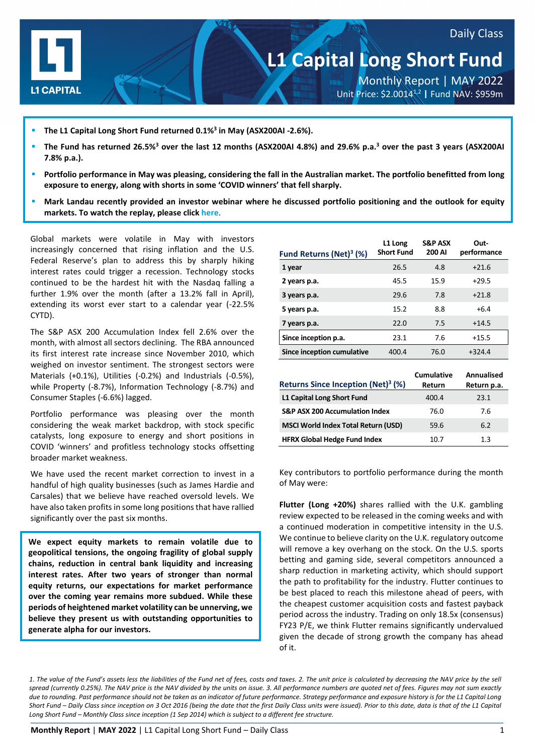Daily Class

# L1 Capital Long Short Fund

Monthly Report | MAY 2022

Unit Price: $2.0014[1,2] | Fund NAV: $959m

- **The L1 Capital Long Short Fund returned 0.1%[3] in May (ASX200AI -2.6%).**
- **The Fund has returned 26.5%[3] over the last 12 months (ASX200AI 4.8%) and 29.6% p.a.[3] over the past 3 years (ASX200AI 7.8% p.a.).**
- **Portfolio performance in May was pleasing, considering the fall in the Australian market. The portfolio benefitted from long exposure to energy, along with shorts in some 'COVID winners' that fell sharply.**
- **Mark Landau recently provided an investor webinar where he discussed portfolio positioning and the outlook for equity markets. To watch the replay, please click here.**

Global markets were volatile in May with investors increasingly concerned that rising inflation and the U.S. Federal Reserve's plan to address this by sharply hiking interest rates could trigger a recession. Technology stocks continued to be the hardest hit with the Nasdaq falling a further 1.9% over the month (after a 13.2% fall in April), extending its worst ever start to a calendar year (-22.5% CYTD).

The S&P ASX 200 Accumulation Index fell 2.6% over the month, with almost all sectors declining. The RBA announced its first interest rate increase since November 2010, which weighed on investor sentiment. The strongest sectors were Materials (+0.1%), Utilities (-0.2%) and Industrials (-0.5%), while Property (-8.7%), Information Technology (-8.7%) and Consumer Staples (-6.6%) lagged.

Portfolio performance was pleasing over the month considering the weak market backdrop, with stock specific catalysts, long exposure to energy and short positions in COVID 'winners' and profitless technology stocks offsetting broader market weakness.

We have used the recent market correction to invest in a handful of high quality businesses (such as James Hardie and Carsales) that we believe have reached oversold levels. We have also taken profits in some long positions that have rallied significantly over the past six months.

**We expect equity markets to remain volatile due to geopolitical tensions, the ongoing fragility of global supply chains, reduction in central bank liquidity and increasing interest rates. After two years of stronger than normal equity returns, our expectations for market performance over the coming year remains more subdued. While these periods of heightened market volatility can be unnerving, we believe they present us with outstanding opportunities to generate alpha for our investors.**

| Fund Returns (Net)[3] (%) | L1 Long Short Fund | S&P ASX 200 AI | Out-performance |
|---|---|---|---|
| 1 year | 26.5 | 4.8 | +21.6 |
| 2 years p.a. | 45.5 | 15.9 | +29.5 |
| 3 years p.a. | 29.6 | 7.8 | +21.8 |
| 5 years p.a. | 15.2 | 8.8 | +6.4 |
| 7 years p.a. | 22.0 | 7.5 | +14.5 |
| Since inception p.a. | 23.1 | 7.6 | +15.5 |
| Since inception cumulative | 400.4 | 76.0 | +324.4 |

| Returns Since Inception (Net)[3] (%) | Cumulative Return | Annualised Return p.a. |
|---|---|---|
| L1 Capital Long Short Fund | 400.4 | 23.1 |
| S&P ASX 200 Accumulation Index | 76.0 | 7.6 |
| MSCI World Index Total Return (USD) | 59.6 | 6.2 |
| HFRX Global Hedge Fund Index | 10.7 | 1.3 |

Key contributors to portfolio performance during the month of May were:

**Flutter (Long +20%)** shares rallied with the U.K. gambling review expected to be released in the coming weeks and with a continued moderation in competitive intensity in the U.S. We continue to believe clarity on the U.K. regulatory outcome will remove a key overhang on the stock. On the U.S. sports betting and gaming side, several competitors announced a sharp reduction in marketing activity, which should support the path to profitability for the industry. Flutter continues to be best placed to reach this milestone ahead of peers, with the cheapest customer acquisition costs and fastest payback period across the industry. Trading on only 18.5x (consensus) FY23 P/E, we think Flutter remains significantly undervalued given the decade of strong growth the company has ahead of it.

*1. The value of the Fund's assets less the liabilities of the Fund net of fees, costs and taxes. 2. The unit price is calculated by decreasing the NAV price by the sell spread (currently 0.25%). The NAV price is the NAV divided by the units on issue. 3. All performance numbers are quoted net of fees. Figures may not sum exactly due to rounding. Past performance should not be taken as an indicator of future performance. Strategy performance and exposure history is for the L1 Capital Long Short Fund – Daily Class since inception on 3 Oct 2016 (being the date that the first Daily Class units were issued). Prior to this date, data is that of the L1 Capital Long Short Fund – Monthly Class since inception (1 Sep 2014) which is subject to a different fee structure.*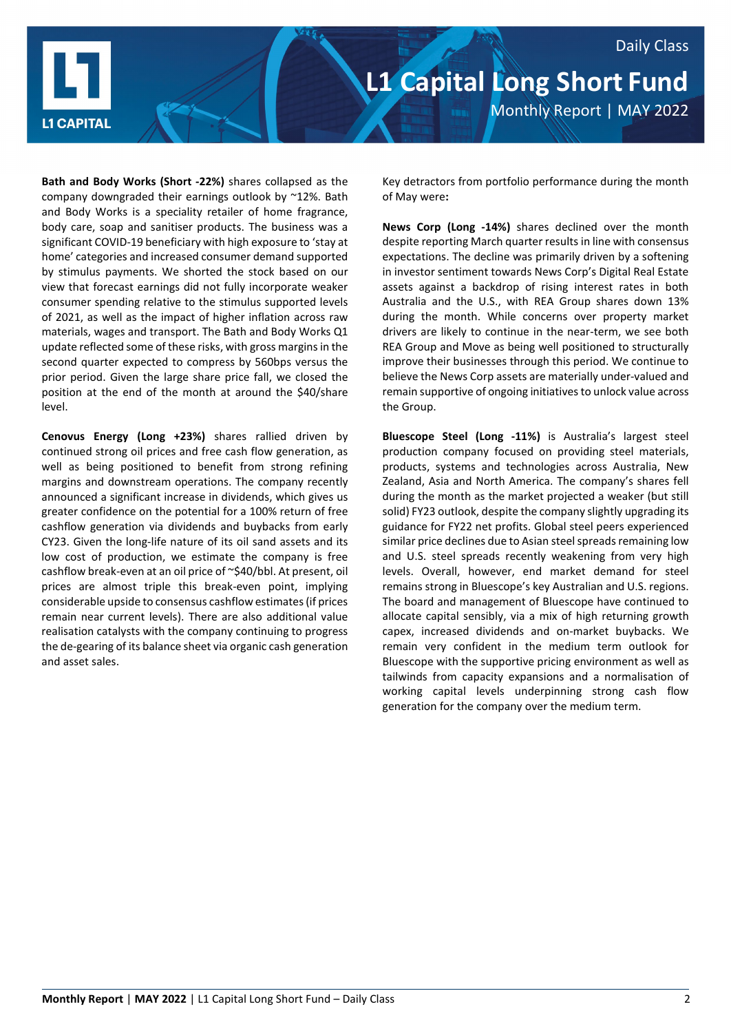**Bath and Body Works (Short -22%)** shares collapsed as the company downgraded their earnings outlook by ~12%. Bath and Body Works is a speciality retailer of home fragrance, body care, soap and sanitiser products. The business was a significant COVID-19 beneficiary with high exposure to 'stay at home' categories and increased consumer demand supported by stimulus payments. We shorted the stock based on our view that forecast earnings did not fully incorporate weaker consumer spending relative to the stimulus supported levels of 2021, as well as the impact of higher inflation across raw materials, wages and transport. The Bath and Body Works Q1 update reflected some of these risks, with gross margins in the second quarter expected to compress by 560bps versus the prior period. Given the large share price fall, we closed the position at the end of the month at around the $40/share level.

**Cenovus Energy (Long +23%)** shares rallied driven by continued strong oil prices and free cash flow generation, as well as being positioned to benefit from strong refining margins and downstream operations. The company recently announced a significant increase in dividends, which gives us greater confidence on the potential for a 100% return of free cashflow generation via dividends and buybacks from early CY23. Given the long-life nature of its oil sand assets and its low cost of production, we estimate the company is free cashflow break-even at an oil price of ~$40/bbl. At present, oil prices are almost triple this break-even point, implying considerable upside to consensus cashflow estimates (if prices remain near current levels). There are also additional value realisation catalysts with the company continuing to progress the de-gearing of its balance sheet via organic cash generation and asset sales.

Key detractors from portfolio performance during the month of May were**:**

**News Corp (Long -14%)** shares declined over the month despite reporting March quarter results in line with consensus expectations. The decline was primarily driven by a softening in investor sentiment towards News Corp's Digital Real Estate assets against a backdrop of rising interest rates in both Australia and the U.S., with REA Group shares down 13% during the month. While concerns over property market drivers are likely to continue in the near-term, we see both REA Group and Move as being well positioned to structurally improve their businesses through this period. We continue to believe the News Corp assets are materially under-valued and remain supportive of ongoing initiatives to unlock value across the Group.

**Bluescope Steel (Long -11%)** is Australia's largest steel production company focused on providing steel materials, products, systems and technologies across Australia, New Zealand, Asia and North America. The company's shares fell during the month as the market projected a weaker (but still solid) FY23 outlook, despite the company slightly upgrading its guidance for FY22 net profits. Global steel peers experienced similar price declines due to Asian steel spreads remaining low and U.S. steel spreads recently weakening from very high levels. Overall, however, end market demand for steel remains strong in Bluescope's key Australian and U.S. regions. The board and management of Bluescope have continued to allocate capital sensibly, via a mix of high returning growth capex, increased dividends and on-market buybacks. We remain very confident in the medium term outlook for Bluescope with the supportive pricing environment as well as tailwinds from capacity expansions and a normalisation of working capital levels underpinning strong cash flow generation for the company over the medium term.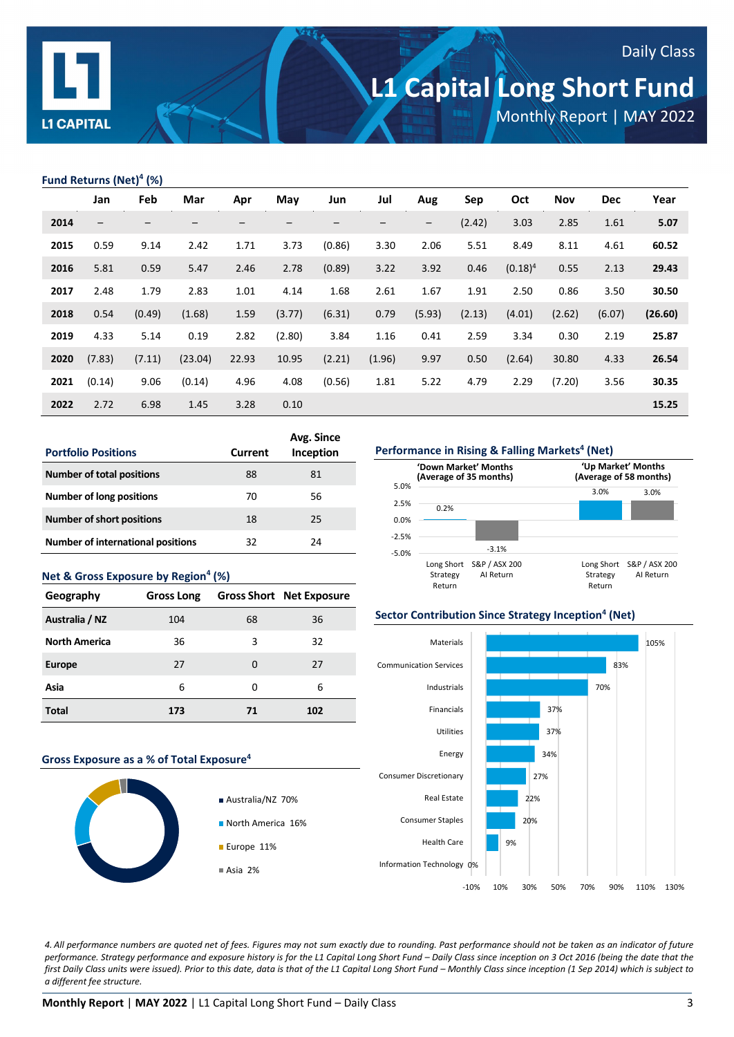Daily Class

# L1 Capital Long Short Fund

Monthly Report | MAY 2022

## Fund Returns (Net)[4] (%)

| | Jan | Feb | Mar | Apr | May | Jun | Jul | Aug | Sep | Oct | Nov | Dec | Year |
|---|---|---|---|---|---|---|---|---|---|---|---|---|---|
| **2014** | – | – | – | – | – | – | – | – | (2.42) | 3.03 | 2.85 | 1.61 | **5.07** |
| **2015** | 0.59 | 9.14 | 2.42 | 1.71 | 3.73 | (0.86) | 3.30 | 2.06 | 5.51 | 8.49 | 8.11 | 4.61 | **60.52** |
| **2016** | 5.81 | 0.59 | 5.47 | 2.46 | 2.78 | (0.89) | 3.22 | 3.92 | 0.46 | (0.18)[4] | 0.55 | 2.13 | **29.43** |
| **2017** | 2.48 | 1.79 | 2.83 | 1.01 | 4.14 | 1.68 | 2.61 | 1.67 | 1.91 | 2.50 | 0.86 | 3.50 | **30.50** |
| **2018** | 0.54 | (0.49) | (1.68) | 1.59 | (3.77) | (6.31) | 0.79 | (5.93) | (2.13) | (4.01) | (2.62) | (6.07) | **(26.60)** |
| **2019** | 4.33 | 5.14 | 0.19 | 2.82 | (2.80) | 3.84 | 1.16 | 0.41 | 2.59 | 3.34 | 0.30 | 2.19 | **25.87** |
| **2020** | (7.83) | (7.11) | (23.04) | 22.93 | 10.95 | (2.21) | (1.96) | 9.97 | 0.50 | (2.64) | 30.80 | 4.33 | **26.54** |
| **2021** | (0.14) | 9.06 | (0.14) | 4.96 | 4.08 | (0.56) | 1.81 | 5.22 | 4.79 | 2.29 | (7.20) | 3.56 | **30.35** |
| **2022** | 2.72 | 6.98 | 1.45 | 3.28 | 0.10 | | | | | | | | **15.25** |

## Portfolio Positions

| Portfolio Positions | Current | Avg. Since Inception |
|---|---|---|
| **Number of total positions** | 88 | 81 |
| **Number of long positions** | 70 | 56 |
| **Number of short positions** | 18 | 25 |
| **Number of international positions** | 32 | 24 |

## Net & Gross Exposure by Region[4] (%)

| Geography | Gross Long | Gross Short | Net Exposure |
|---|---|---|---|
| **Australia / NZ** | 104 | 68 | 36 |
| **North America** | 36 | 3 | 32 |
| **Europe** | 27 | 0 | 27 |
| **Asia** | 6 | 0 | 6 |
| **Total** | **173** | **71** | **102** |

## Gross Exposure as a % of Total Exposure[4]

- Australia/NZ 70%
- North America 16%
- Europe 11%
- Asia 2%

## Performance in Rising & Falling Markets[4] (Net)

| | Long Short Strategy Return | S&P / ASX 200 AI Return |
|---|---|---|
| 'Down Market' Months (Average of 35 months) | 0.2% | -3.1% |
| 'Up Market' Months (Average of 58 months) | 3.0% | 3.0% |

## Sector Contribution Since Strategy Inception[4] (Net)

| Sector | Contribution |
|---|---|
| Materials | 105% |
| Communication Services | 83% |
| Industrials | 70% |
| Financials | 37% |
| Utilities | 37% |
| Energy | 34% |
| Consumer Discretionary | 27% |
| Real Estate | 22% |
| Consumer Staples | 20% |
| Health Care | 9% |
| Information Technology | 0% |

*4. All performance numbers are quoted net of fees. Figures may not sum exactly due to rounding. Past performance should not be taken as an indicator of future performance. Strategy performance and exposure history is for the L1 Capital Long Short Fund – Daily Class since inception on 3 Oct 2016 (being the date that the first Daily Class units were issued). Prior to this date, data is that of the L1 Capital Long Short Fund – Monthly Class since inception (1 Sep 2014) which is subject to a different fee structure.*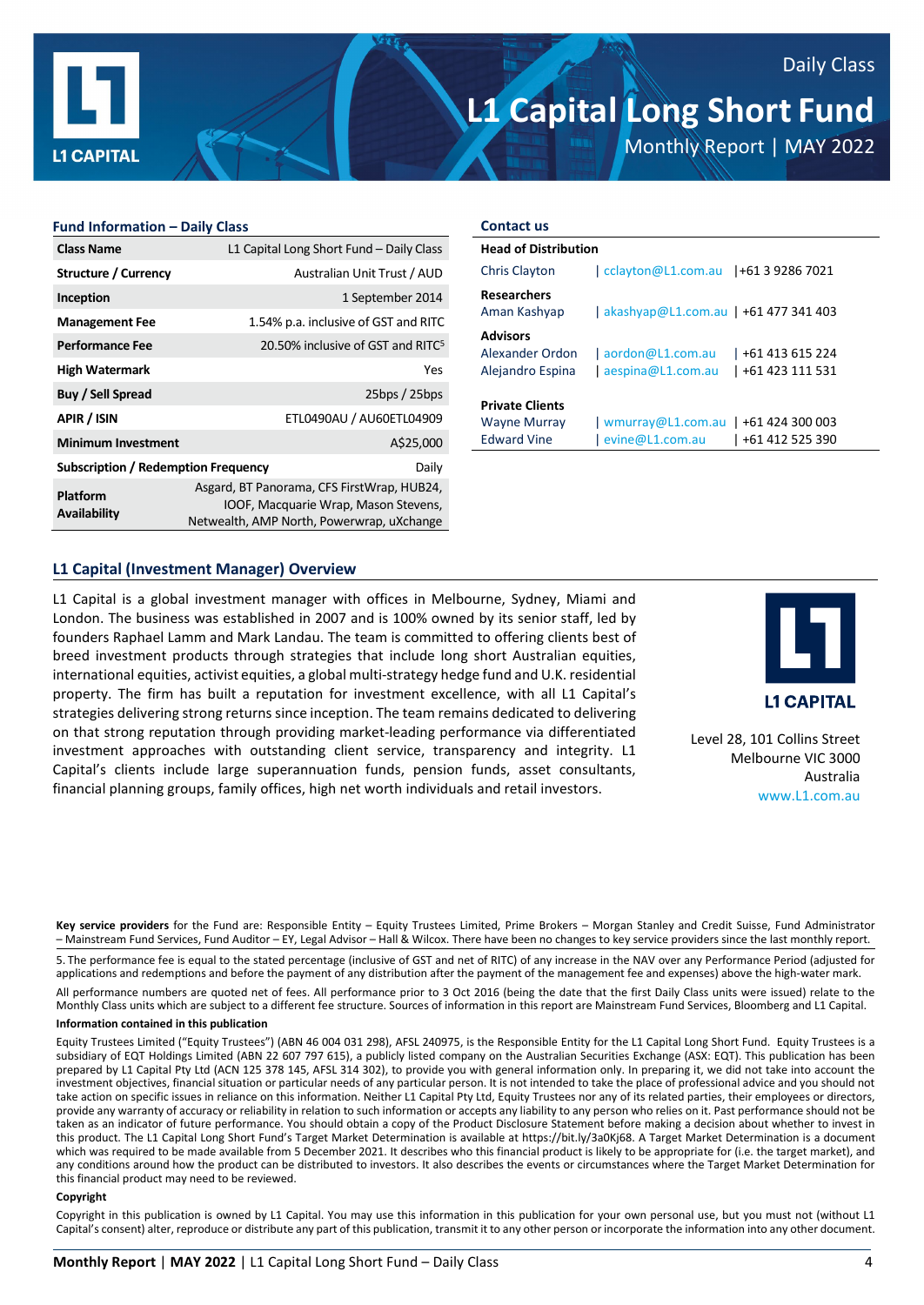Daily Class

# L1 Capital Long Short Fund

Monthly Report | MAY 2022

## Fund Information – Daily Class

| | |
|---|---|
| **Class Name** | L1 Capital Long Short Fund – Daily Class |
| **Structure / Currency** | Australian Unit Trust / AUD |
| **Inception** | 1 September 2014 |
| **Management Fee** | 1.54% p.a. inclusive of GST and RITC |
| **Performance Fee** | 20.50% inclusive of GST and RITC[5] |
| **High Watermark** | Yes |
| **Buy / Sell Spread** | 25bps / 25bps |
| **APIR / ISIN** | ETL0490AU / AU60ETL04909 |
| **Minimum Investment** | A$25,000 |
| **Subscription / Redemption Frequency** | Daily |
| **Platform Availability** | Asgard, BT Panorama, CFS FirstWrap, HUB24, IOOF, Macquarie Wrap, Mason Stevens, Netwealth, AMP North, Powerwrap, uXchange |

## Contact us

**Head of Distribution**

Chris Clayton | cclayton@L1.com.au | +61 3 9286 7021

**Researchers**

Aman Kashyap | akashyap@L1.com.au | +61 477 341 403

**Advisors**

Alexander Ordon | aordon@L1.com.au | +61 413 615 224

Alejandro Espina | aespina@L1.com.au | +61 423 111 531

**Private Clients**

Wayne Murray | wmurray@L1.com.au | +61 424 300 003

Edward Vine | evine@L1.com.au | +61 412 525 390

## L1 Capital (Investment Manager) Overview

L1 Capital is a global investment manager with offices in Melbourne, Sydney, Miami and London. The business was established in 2007 and is 100% owned by its senior staff, led by founders Raphael Lamm and Mark Landau. The team is committed to offering clients best of breed investment products through strategies that include long short Australian equities, international equities, activist equities, a global multi-strategy hedge fund and U.K. residential property. The firm has built a reputation for investment excellence, with all L1 Capital's strategies delivering strong returns since inception. The team remains dedicated to delivering on that strong reputation through providing market-leading performance via differentiated investment approaches with outstanding client service, transparency and integrity. L1 Capital's clients include large superannuation funds, pension funds, asset consultants, financial planning groups, family offices, high net worth individuals and retail investors.

L1 CAPITAL

Level 28, 101 Collins Street
Melbourne VIC 3000
Australia
www.L1.com.au

**Key service providers** for the Fund are: Responsible Entity – Equity Trustees Limited, Prime Brokers – Morgan Stanley and Credit Suisse, Fund Administrator – Mainstream Fund Services, Fund Auditor – EY, Legal Advisor – Hall & Wilcox. There have been no changes to key service providers since the last monthly report.

5. The performance fee is equal to the stated percentage (inclusive of GST and net of RITC) of any increase in the NAV over any Performance Period (adjusted for applications and redemptions and before the payment of any distribution after the payment of the management fee and expenses) above the high-water mark.

All performance numbers are quoted net of fees. All performance prior to 3 Oct 2016 (being the date that the first Daily Class units were issued) relate to the Monthly Class units which are subject to a different fee structure. Sources of information in this report are Mainstream Fund Services, Bloomberg and L1 Capital.

**Information contained in this publication**

Equity Trustees Limited ("Equity Trustees") (ABN 46 004 031 298), AFSL 240975, is the Responsible Entity for the L1 Capital Long Short Fund. Equity Trustees is a subsidiary of EQT Holdings Limited (ABN 22 607 797 615), a publicly listed company on the Australian Securities Exchange (ASX: EQT). This publication has been prepared by L1 Capital Pty Ltd (ACN 125 378 145, AFSL 314 302), to provide you with general information only. In preparing it, we did not take into account the investment objectives, financial situation or particular needs of any particular person. It is not intended to take the place of professional advice and you should not take action on specific issues in reliance on this information. Neither L1 Capital Pty Ltd, Equity Trustees nor any of its related parties, their employees or directors, provide any warranty of accuracy or reliability in relation to such information or accepts any liability to any person who relies on it. Past performance should not be taken as an indicator of future performance. You should obtain a copy of the Product Disclosure Statement before making a decision about whether to invest in this product. The L1 Capital Long Short Fund's Target Market Determination is available at https://bit.ly/3a0Kj68. A Target Market Determination is a document which was required to be made available from 5 December 2021. It describes who this financial product is likely to be appropriate for (i.e. the target market), and any conditions around how the product can be distributed to investors. It also describes the events or circumstances where the Target Market Determination for this financial product may need to be reviewed.

**Copyright**

Copyright in this publication is owned by L1 Capital. You may use this information in this publication for your own personal use, but you must not (without L1 Capital's consent) alter, reproduce or distribute any part of this publication, transmit it to any other person or incorporate the information into any other document.